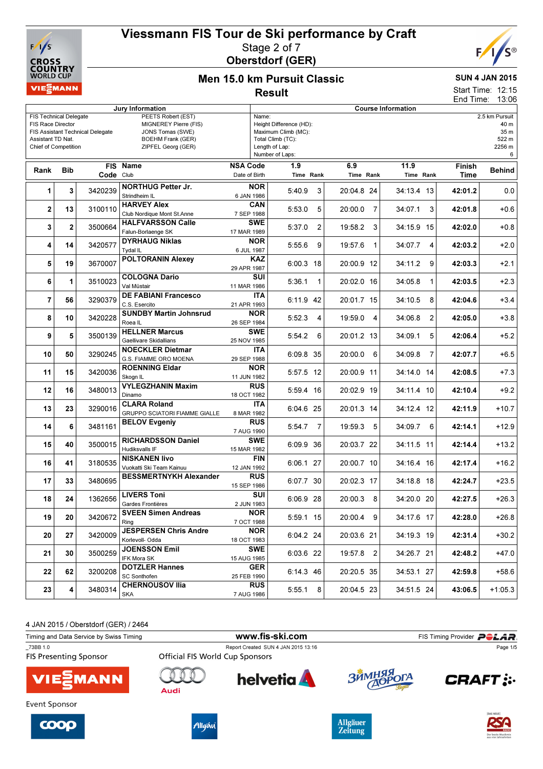# Viessmann FIS Tour de Ski performance by Craft

Stage 2 of 7

**Oberstdorf (GER)**

## Men 15.0 km Pursuit Classic

**Result**

**SUN 4 JAN 2015**

Start Time: 12:15
End Time: 13:06

| Jury Information | | Course Information | |
|---|---|---|---|
| FIS Technical Delegate | PEETS Robert (EST) | Name: | 2.5 km Pursuit |
| FIS Race Director | MIGNEREY Pierre (FIS) | Height Difference (HD): | 40 m |
| FIS Assistant Technical Delegate | JONS Tomas (SWE) | Maximum Climb (MC): | 35 m |
| Assistant TD Nat. | BOEHM Frank (GER) | Total Climb (TC): | 522 m |
| Chief of Competition | ZIPFEL Georg (GER) | Length of Lap: | 2256 m |
| | | Number of Laps: | 6 |

| Rank | Bib | FIS Code | Name / Club | NSA Code / Date of Birth | 1.9 Time | 1.9 Rank | 6.9 Time | 6.9 Rank | 11.9 Time | 11.9 Rank | Finish Time | Behind |
|---|---|---|---|---|---|---|---|---|---|---|---|---|
| 1 | 3 | 3420239 | **NORTHUG Petter Jr.** Strindheim IL | NOR 6 JAN 1986 | 5:40.9 | 3 | 20:04.8 | 24 | 34:13.4 | 13 | **42:01.2** | 0.0 |
| 2 | 13 | 3100110 | **HARVEY Alex** Club Nordique Mont St.Anne | CAN 7 SEP 1988 | 5:53.0 | 5 | 20:00.0 | 7 | 34:07.1 | 3 | **42:01.8** | +0.6 |
| 3 | 2 | 3500664 | **HALFVARSSON Calle** Falun-Borlaenge SK | SWE 17 MAR 1989 | 5:37.0 | 2 | 19:58.2 | 3 | 34:15.9 | 15 | **42:02.0** | +0.8 |
| 4 | 14 | 3420577 | **DYRHAUG Niklas** Tydal IL | NOR 6 JUL 1987 | 5:55.6 | 9 | 19:57.6 | 1 | 34:07.7 | 4 | **42:03.2** | +2.0 |
| 5 | 19 | 3670007 | **POLTORANIN Alexey** | KAZ 29 APR 1987 | 6:00.3 | 18 | 20:00.9 | 12 | 34:11.2 | 9 | **42:03.3** | +2.1 |
| 6 | 1 | 3510023 | **COLOGNA Dario** Val Müstair | SUI 11 MAR 1986 | 5:36.1 | 1 | 20:02.0 | 16 | 34:05.8 | 1 | **42:03.5** | +2.3 |
| 7 | 56 | 3290379 | **DE FABIANI Francesco** C.S. Esercito | ITA 21 APR 1993 | 6:11.9 | 42 | 20:01.7 | 15 | 34:10.5 | 8 | **42:04.6** | +3.4 |
| 8 | 10 | 3420228 | **SUNDBY Martin Johnsrud** Roea IL | NOR 26 SEP 1984 | 5:52.3 | 4 | 19:59.0 | 4 | 34:06.8 | 2 | **42:05.0** | +3.8 |
| 9 | 5 | 3500139 | **HELLNER Marcus** Gaellivare Skidallians | SWE 25 NOV 1985 | 5:54.2 | 6 | 20:01.2 | 13 | 34:09.1 | 5 | **42:06.4** | +5.2 |
| 10 | 50 | 3290245 | **NOECKLER Dietmar** G.S. FIAMME ORO MOENA | ITA 29 SEP 1988 | 6:09.8 | 35 | 20:00.0 | 6 | 34:09.8 | 7 | **42:07.7** | +6.5 |
| 11 | 15 | 3420036 | **ROENNING Eldar** Skogn IL | NOR 11 JUN 1982 | 5:57.5 | 12 | 20:00.9 | 11 | 34:14.0 | 14 | **42:08.5** | +7.3 |
| 12 | 16 | 3480013 | **VYLEGZHANIN Maxim** Dinamo | RUS 18 OCT 1982 | 5:59.4 | 16 | 20:02.9 | 19 | 34:11.4 | 10 | **42:10.4** | +9.2 |
| 13 | 23 | 3290016 | **CLARA Roland** GRUPPO SCIATORI FIAMME GIALLE | ITA 8 MAR 1982 | 6:04.6 | 25 | 20:01.3 | 14 | 34:12.4 | 12 | **42:11.9** | +10.7 |
| 14 | 6 | 3481161 | **BELOV Evgeniy** | RUS 7 AUG 1990 | 5:54.7 | 7 | 19:59.3 | 5 | 34:09.7 | 6 | **42:14.1** | +12.9 |
| 15 | 40 | 3500015 | **RICHARDSSON Daniel** Hudiksvalls IF | SWE 15 MAR 1982 | 6:09.9 | 36 | 20:03.7 | 22 | 34:11.5 | 11 | **42:14.4** | +13.2 |
| 16 | 41 | 3180535 | **NISKANEN Iivo** Vuokatti Ski Team Kainuu | FIN 12 JAN 1992 | 6:06.1 | 27 | 20:00.7 | 10 | 34:16.4 | 16 | **42:17.4** | +16.2 |
| 17 | 33 | 3480695 | **BESSMERTNYKH Alexander** | RUS 15 SEP 1986 | 6:07.7 | 30 | 20:02.3 | 17 | 34:18.8 | 18 | **42:24.7** | +23.5 |
| 18 | 24 | 1362656 | **LIVERS Toni** Gardes Frontières | SUI 2 JUN 1983 | 6:06.9 | 28 | 20:00.3 | 8 | 34:20.0 | 20 | **42:27.5** | +26.3 |
| 19 | 20 | 3420672 | **SVEEN Simen Andreas** Ring | NOR 7 OCT 1988 | 5:59.1 | 15 | 20:00.4 | 9 | 34:17.6 | 17 | **42:28.0** | +26.8 |
| 20 | 27 | 3420009 | **JESPERSEN Chris Andre** Korlevoll- Odda | NOR 18 OCT 1983 | 6:04.2 | 24 | 20:03.6 | 21 | 34:19.3 | 19 | **42:31.4** | +30.2 |
| 21 | 30 | 3500259 | **JOENSSON Emil** IFK Mora SK | SWE 15 AUG 1985 | 6:03.6 | 22 | 19:57.8 | 2 | 34:26.7 | 21 | **42:48.2** | +47.0 |
| 22 | 62 | 3200208 | **DOTZLER Hannes** SC Sonthofen | GER 25 FEB 1990 | 6:14.3 | 46 | 20:20.5 | 35 | 34:53.1 | 27 | **42:59.8** | +58.6 |
| 23 | 4 | 3480314 | **CHERNOUSOV Ilia** SKA | RUS 7 AUG 1986 | 5:55.1 | 8 | 20:04.5 | 23 | 34:51.5 | 24 | **43:06.5** | +1:05.3 |

4 JAN 2015 / Oberstdorf (GER) / 2464

Timing and Data Service by Swiss Timing | www.fis-ski.com | FIS Timing Provider POLAR

_73BB 1.0 | Report Created SUN 4 JAN 2015 13:16

FIS Presenting Sponsor | Official FIS World Cup Sponsors

Event Sponsor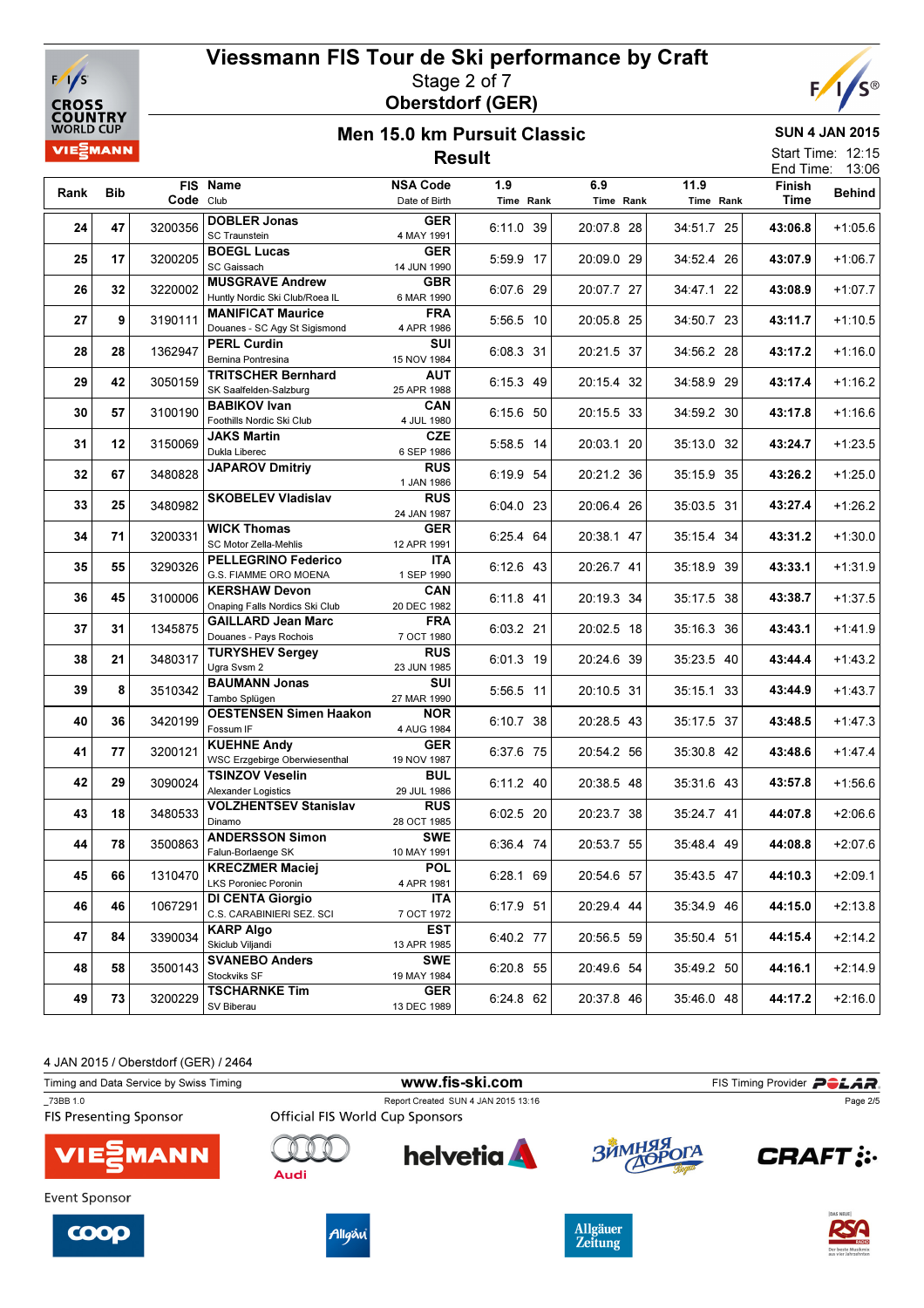# Viessmann FIS Tour de Ski performance by Craft

Stage 2 of 7
**Oberstdorf (GER)**

## Men 15.0 km Pursuit Classic

### Result

**SUN 4 JAN 2015**
Start Time: 12:15
End Time: 13:06

| Rank | Bib | FIS Code | Name / Club | NSA Code / Date of Birth | 1.9 Time | 1.9 Rank | 6.9 Time | 6.9 Rank | 11.9 Time | 11.9 Rank | Finish Time | Behind |
|---|---|---|---|---|---|---|---|---|---|---|---|---|
| 24 | 47 | 3200356 | **DOBLER Jonas** SC Traunstein | **GER** 4 MAY 1991 | 6:11.0 | 39 | 20:07.8 | 28 | 34:51.7 | 25 | **43:06.8** | +1:05.6 |
| 25 | 17 | 3200205 | **BOEGL Lucas** SC Gaissach | **GER** 14 JUN 1990 | 5:59.9 | 17 | 20:09.0 | 29 | 34:52.4 | 26 | **43:07.9** | +1:06.7 |
| 26 | 32 | 3220002 | **MUSGRAVE Andrew** Huntly Nordic Ski Club/Roea IL | **GBR** 6 MAR 1990 | 6:07.6 | 29 | 20:07.7 | 27 | 34:47.1 | 22 | **43:08.9** | +1:07.7 |
| 27 | 9 | 3190111 | **MANIFICAT Maurice** Douanes - SC Agy St Sigismond | **FRA** 4 APR 1986 | 5:56.5 | 10 | 20:05.8 | 25 | 34:50.7 | 23 | **43:11.7** | +1:10.5 |
| 28 | 28 | 1362947 | **PERL Curdin** Bernina Pontresina | **SUI** 15 NOV 1984 | 6:08.3 | 31 | 20:21.5 | 37 | 34:56.2 | 28 | **43:17.2** | +1:16.0 |
| 29 | 42 | 3050159 | **TRITSCHER Bernhard** SK Saalfelden-Salzburg | **AUT** 25 APR 1988 | 6:15.3 | 49 | 20:15.4 | 32 | 34:58.9 | 29 | **43:17.4** | +1:16.2 |
| 30 | 57 | 3100190 | **BABIKOV Ivan** Foothills Nordic Ski Club | **CAN** 4 JUL 1980 | 6:15.6 | 50 | 20:15.5 | 33 | 34:59.2 | 30 | **43:17.8** | +1:16.6 |
| 31 | 12 | 3150069 | **JAKS Martin** Dukla Liberec | **CZE** 6 SEP 1986 | 5:58.5 | 14 | 20:03.1 | 20 | 35:13.0 | 32 | **43:24.7** | +1:23.5 |
| 32 | 67 | 3480828 | **JAPAROV Dmitriy** | **RUS** 1 JAN 1986 | 6:19.9 | 54 | 20:21.2 | 36 | 35:15.9 | 35 | **43:26.2** | +1:25.0 |
| 33 | 25 | 3480982 | **SKOBELEV Vladislav** | **RUS** 24 JAN 1987 | 6:04.0 | 23 | 20:06.4 | 26 | 35:03.5 | 31 | **43:27.4** | +1:26.2 |
| 34 | 71 | 3200331 | **WICK Thomas** SC Motor Zella-Mehlis | **GER** 12 APR 1991 | 6:25.4 | 64 | 20:38.1 | 47 | 35:15.4 | 34 | **43:31.2** | +1:30.0 |
| 35 | 55 | 3290326 | **PELLEGRINO Federico** G.S. FIAMME ORO MOENA | **ITA** 1 SEP 1990 | 6:12.6 | 43 | 20:26.7 | 41 | 35:18.9 | 39 | **43:33.1** | +1:31.9 |
| 36 | 45 | 3100006 | **KERSHAW Devon** Onaping Falls Nordics Ski Club | **CAN** 20 DEC 1982 | 6:11.8 | 41 | 20:19.3 | 34 | 35:17.5 | 38 | **43:38.7** | +1:37.5 |
| 37 | 31 | 1345875 | **GAILLARD Jean Marc** Douanes - Pays Rochois | **FRA** 7 OCT 1980 | 6:03.2 | 21 | 20:02.5 | 18 | 35:16.3 | 36 | **43:43.1** | +1:41.9 |
| 38 | 21 | 3480317 | **TURYSHEV Sergey** Ugra Svsm 2 | **RUS** 23 JUN 1985 | 6:01.3 | 19 | 20:24.6 | 39 | 35:23.5 | 40 | **43:44.4** | +1:43.2 |
| 39 | 8 | 3510342 | **BAUMANN Jonas** Tambo Splügen | **SUI** 27 MAR 1990 | 5:56.5 | 11 | 20:10.5 | 31 | 35:15.1 | 33 | **43:44.9** | +1:43.7 |
| 40 | 36 | 3420199 | **OESTENSEN Simen Haakon** Fossum IF | **NOR** 4 AUG 1984 | 6:10.7 | 38 | 20:28.5 | 43 | 35:17.5 | 37 | **43:48.5** | +1:47.3 |
| 41 | 77 | 3200121 | **KUEHNE Andy** WSC Erzgebirge Oberwiesenthal | **GER** 19 NOV 1987 | 6:37.6 | 75 | 20:54.2 | 56 | 35:30.8 | 42 | **43:48.6** | +1:47.4 |
| 42 | 29 | 3090024 | **TSINZOV Veselin** Alexander Logistics | **BUL** 29 JUL 1986 | 6:11.2 | 40 | 20:38.5 | 48 | 35:31.6 | 43 | **43:57.8** | +1:56.6 |
| 43 | 18 | 3480533 | **VOLZHENTSEV Stanislav** Dinamo | **RUS** 28 OCT 1985 | 6:02.5 | 20 | 20:23.7 | 38 | 35:24.7 | 41 | **44:07.8** | +2:06.6 |
| 44 | 78 | 3500863 | **ANDERSSON Simon** Falun-Borlaenge SK | **SWE** 10 MAY 1991 | 6:36.4 | 74 | 20:53.7 | 55 | 35:48.4 | 49 | **44:08.8** | +2:07.6 |
| 45 | 66 | 1310470 | **KRECZMER Maciej** LKS Poroniec Poronin | **POL** 4 APR 1981 | 6:28.1 | 69 | 20:54.6 | 57 | 35:43.5 | 47 | **44:10.3** | +2:09.1 |
| 46 | 46 | 1067291 | **DI CENTA Giorgio** C.S. CARABINIERI SEZ. SCI | **ITA** 7 OCT 1972 | 6:17.9 | 51 | 20:29.4 | 44 | 35:34.9 | 46 | **44:15.0** | +2:13.8 |
| 47 | 84 | 3390034 | **KARP Algo** Skiclub Viljandi | **EST** 13 APR 1985 | 6:40.2 | 77 | 20:56.5 | 59 | 35:50.4 | 51 | **44:15.4** | +2:14.2 |
| 48 | 58 | 3500143 | **SVANEBO Anders** Stockviks SF | **SWE** 19 MAY 1984 | 6:20.8 | 55 | 20:49.6 | 54 | 35:49.2 | 50 | **44:16.1** | +2:14.9 |
| 49 | 73 | 3200229 | **TSCHARNKE Tim** SV Biberau | **GER** 13 DEC 1989 | 6:24.8 | 62 | 20:37.8 | 46 | 35:46.0 | 48 | **44:17.2** | +2:16.0 |

4 JAN 2015 / Oberstdorf (GER) / 2464

Timing and Data Service by Swiss Timing — www.fis-ski.com — FIS Timing Provider POLAR

_73BB 1.0 — Report Created SUN 4 JAN 2015 13:16

FIS Presenting Sponsor — Official FIS World Cup Sponsors

Event Sponsor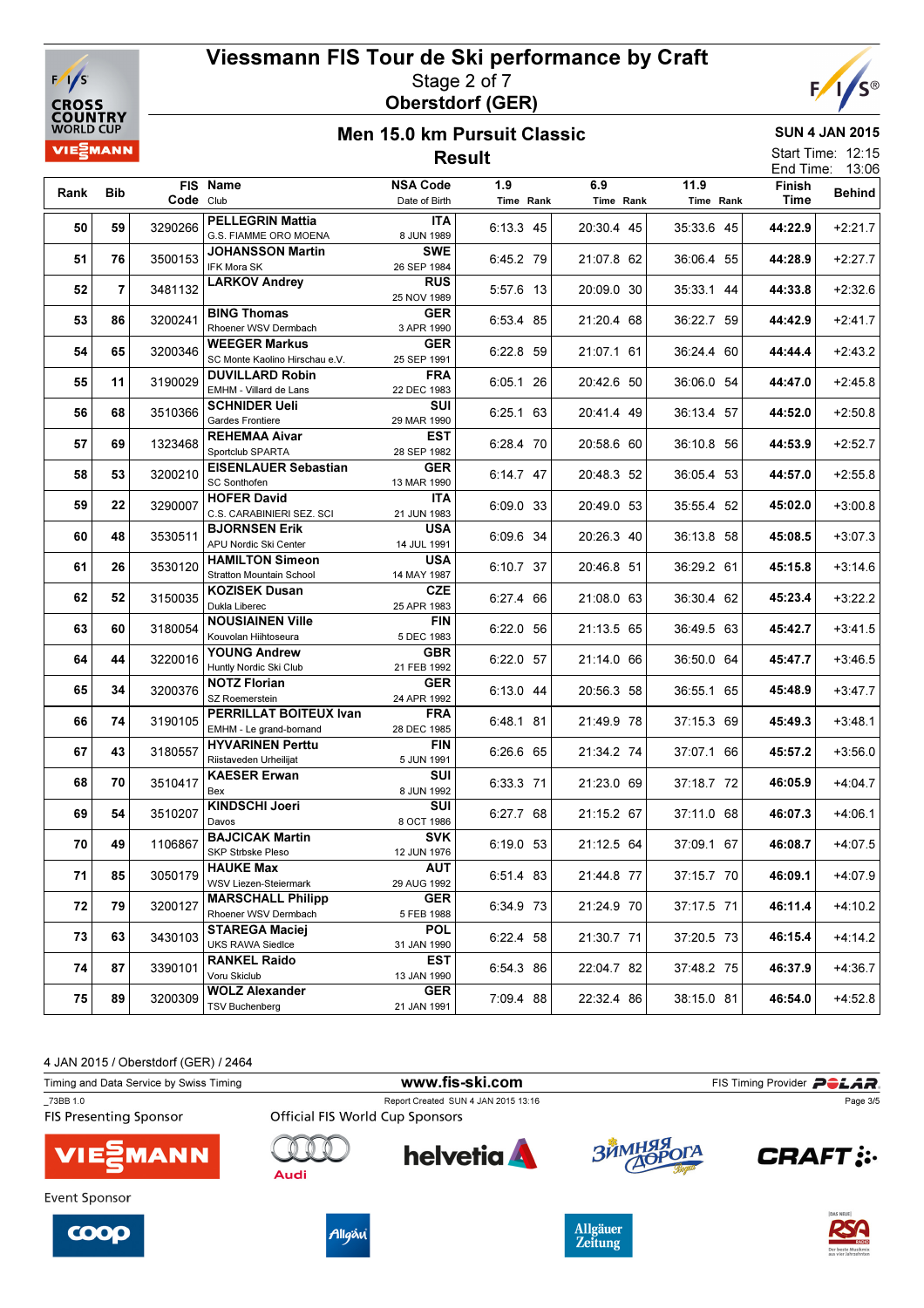# Viessmann FIS Tour de Ski performance by Craft

Stage 2 of 7

Oberstdorf (GER)

## Men 15.0 km Pursuit Classic

## Result

SUN 4 JAN 2015

Start Time: 12:15

End Time: 13:06

| Rank | Bib | FIS Code | Name / Club | NSA Code / Date of Birth | 1.9 Time | 1.9 Rank | 6.9 Time | 6.9 Rank | 11.9 Time | 11.9 Rank | Finish Time | Behind |
|---|---|---|---|---|---|---|---|---|---|---|---|---|
| 50 | 59 | 3290266 | **PELLEGRIN Mattia** G.S. FIAMME ORO MOENA | ITA 8 JUN 1989 | 6:13.3 | 45 | 20:30.4 | 45 | 35:33.6 | 45 | **44:22.9** | +2:21.7 |
| 51 | 76 | 3500153 | **JOHANSSON Martin** IFK Mora SK | SWE 26 SEP 1984 | 6:45.2 | 79 | 21:07.8 | 62 | 36:06.4 | 55 | **44:28.9** | +2:27.7 |
| 52 | 7 | 3481132 | **LARKOV Andrey** | RUS 25 NOV 1989 | 5:57.6 | 13 | 20:09.0 | 30 | 35:33.1 | 44 | **44:33.8** | +2:32.6 |
| 53 | 86 | 3200241 | **BING Thomas** Rhoener WSV Dermbach | GER 3 APR 1990 | 6:53.4 | 85 | 21:20.4 | 68 | 36:22.7 | 59 | **44:42.9** | +2:41.7 |
| 54 | 65 | 3200346 | **WEEGER Markus** SC Monte Kaolino Hirschau e.V. | GER 25 SEP 1991 | 6:22.8 | 59 | 21:07.1 | 61 | 36:24.4 | 60 | **44:44.4** | +2:43.2 |
| 55 | 11 | 3190029 | **DUVILLARD Robin** EMHM - Villard de Lans | FRA 22 DEC 1983 | 6:05.1 | 26 | 20:42.6 | 50 | 36:06.0 | 54 | **44:47.0** | +2:45.8 |
| 56 | 68 | 3510366 | **SCHNIDER Ueli** Gardes Frontiere | SUI 29 MAR 1990 | 6:25.1 | 63 | 20:41.4 | 49 | 36:13.4 | 57 | **44:52.0** | +2:50.8 |
| 57 | 69 | 1323468 | **REHEMAA Aivar** Sportclub SPARTA | EST 28 SEP 1982 | 6:28.4 | 70 | 20:58.6 | 60 | 36:10.8 | 56 | **44:53.9** | +2:52.7 |
| 58 | 53 | 3200210 | **EISENLAUER Sebastian** SC Sonthofen | GER 13 MAR 1990 | 6:14.7 | 47 | 20:48.3 | 52 | 36:05.4 | 53 | **44:57.0** | +2:55.8 |
| 59 | 22 | 3290007 | **HOFER David** C.S. CARABINIERI SEZ. SCI | ITA 21 JUN 1983 | 6:09.0 | 33 | 20:49.0 | 53 | 35:55.4 | 52 | **45:02.0** | +3:00.8 |
| 60 | 48 | 3530511 | **BJORNSEN Erik** APU Nordic Ski Center | USA 14 JUL 1991 | 6:09.6 | 34 | 20:26.3 | 40 | 36:13.8 | 58 | **45:08.5** | +3:07.3 |
| 61 | 26 | 3530120 | **HAMILTON Simeon** Stratton Mountain School | USA 14 MAY 1987 | 6:10.7 | 37 | 20:46.8 | 51 | 36:29.2 | 61 | **45:15.8** | +3:14.6 |
| 62 | 52 | 3150035 | **KOZISEK Dusan** Dukla Liberec | CZE 25 APR 1983 | 6:27.4 | 66 | 21:08.0 | 63 | 36:30.4 | 62 | **45:23.4** | +3:22.2 |
| 63 | 60 | 3180054 | **NOUSIAINEN Ville** Kouvolan Hiihtoseura | FIN 5 DEC 1983 | 6:22.0 | 56 | 21:13.5 | 65 | 36:49.5 | 63 | **45:42.7** | +3:41.5 |
| 64 | 44 | 3220016 | **YOUNG Andrew** Huntly Nordic Ski Club | GBR 21 FEB 1992 | 6:22.0 | 57 | 21:14.0 | 66 | 36:50.0 | 64 | **45:47.7** | +3:46.5 |
| 65 | 34 | 3200376 | **NOTZ Florian** SZ Roemerstein | GER 24 APR 1992 | 6:13.0 | 44 | 20:56.3 | 58 | 36:55.1 | 65 | **45:48.9** | +3:47.7 |
| 66 | 74 | 3190105 | **PERRILLAT BOITEUX Ivan** EMHM - Le grand-bornand | FRA 28 DEC 1985 | 6:48.1 | 81 | 21:49.9 | 78 | 37:15.3 | 69 | **45:49.3** | +3:48.1 |
| 67 | 43 | 3180557 | **HYVARINEN Perttu** Riistaveden Urheilijat | FIN 5 JUN 1991 | 6:26.6 | 65 | 21:34.2 | 74 | 37:07.1 | 66 | **45:57.2** | +3:56.0 |
| 68 | 70 | 3510417 | **KAESER Erwan** Bex | SUI 8 JUN 1992 | 6:33.3 | 71 | 21:23.0 | 69 | 37:18.7 | 72 | **46:05.9** | +4:04.7 |
| 69 | 54 | 3510207 | **KINDSCHI Joeri** Davos | SUI 8 OCT 1986 | 6:27.7 | 68 | 21:15.2 | 67 | 37:11.0 | 68 | **46:07.3** | +4:06.1 |
| 70 | 49 | 1106867 | **BAJCICAK Martin** SKP Strbske Pleso | SVK 12 JUN 1976 | 6:19.0 | 53 | 21:12.5 | 64 | 37:09.1 | 67 | **46:08.7** | +4:07.5 |
| 71 | 85 | 3050179 | **HAUKE Max** WSV Liezen-Steiermark | AUT 29 AUG 1992 | 6:51.4 | 83 | 21:44.8 | 77 | 37:15.7 | 70 | **46:09.1** | +4:07.9 |
| 72 | 79 | 3200127 | **MARSCHALL Philipp** Rhoener WSV Dermbach | GER 5 FEB 1988 | 6:34.9 | 73 | 21:24.9 | 70 | 37:17.5 | 71 | **46:11.4** | +4:10.2 |
| 73 | 63 | 3430103 | **STAREGA Maciej** UKS RAWA Siedlce | POL 31 JAN 1990 | 6:22.4 | 58 | 21:30.7 | 71 | 37:20.5 | 73 | **46:15.4** | +4:14.2 |
| 74 | 87 | 3390101 | **RANKEL Raido** Voru Skiclub | EST 13 JAN 1990 | 6:54.3 | 86 | 22:04.7 | 82 | 37:48.2 | 75 | **46:37.9** | +4:36.7 |
| 75 | 89 | 3200309 | **WOLZ Alexander** TSV Buchenberg | GER 21 JAN 1991 | 7:09.4 | 88 | 22:32.4 | 86 | 38:15.0 | 81 | **46:54.0** | +4:52.8 |

4 JAN 2015 / Oberstdorf (GER) / 2464

Timing and Data Service by Swiss Timing — www.fis-ski.com — FIS Timing Provider POLAR

_73BB 1.0 — Report Created SUN 4 JAN 2015 13:16

FIS Presenting Sponsor — Official FIS World Cup Sponsors

Event Sponsor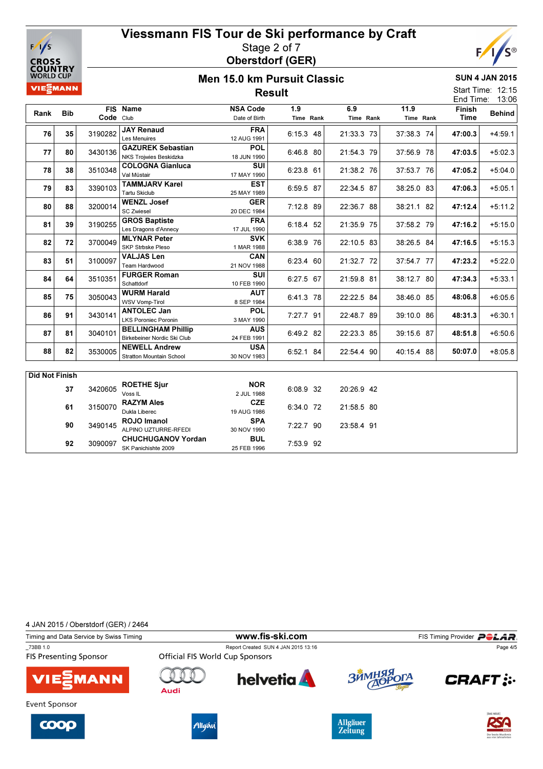# Viessmann FIS Tour de Ski performance by Craft

Stage 2 of 7

Oberstdorf (GER)

## Men 15.0 km Pursuit Classic

## Result

SUN 4 JAN 2015

Start Time: 12:15

End Time: 13:06

| Rank | Bib | FIS Code | Name / Club | NSA Code / Date of Birth | 1.9 Time | Rank | 6.9 Time | Rank | 11.9 Time | Rank | Finish Time | Behind |
|---|---|---|---|---|---|---|---|---|---|---|---|---|
| 76 | 35 | 3190282 | **JAY Renaud** Les Menuires | FRA 12 AUG 1991 | 6:15.3 | 48 | 21:33.3 | 73 | 37:38.3 | 74 | **47:00.3** | +4:59.1 |
| 77 | 80 | 3430136 | **GAZUREK Sebastian** NKS Trojwies Beskidzka | POL 18 JUN 1990 | 6:46.8 | 80 | 21:54.3 | 79 | 37:56.9 | 78 | **47:03.5** | +5:02.3 |
| 78 | 38 | 3510348 | **COLOGNA Gianluca** Val Müstair | SUI 17 MAY 1990 | 6:23.8 | 61 | 21:38.2 | 76 | 37:53.7 | 76 | **47:05.2** | +5:04.0 |
| 79 | 83 | 3390103 | **TAMMJARV Karel** Tartu Skiclub | EST 25 MAY 1989 | 6:59.5 | 87 | 22:34.5 | 87 | 38:25.0 | 83 | **47:06.3** | +5:05.1 |
| 80 | 88 | 3200014 | **WENZL Josef** SC Zwiesel | GER 20 DEC 1984 | 7:12.8 | 89 | 22:36.7 | 88 | 38:21.1 | 82 | **47:12.4** | +5:11.2 |
| 81 | 39 | 3190255 | **GROS Baptiste** Les Dragons d'Annecy | FRA 17 JUL 1990 | 6:18.4 | 52 | 21:35.9 | 75 | 37:58.2 | 79 | **47:16.2** | +5:15.0 |
| 82 | 72 | 3700049 | **MLYNAR Peter** SKP Strbske Pleso | SVK 1 MAR 1988 | 6:38.9 | 76 | 22:10.5 | 83 | 38:26.5 | 84 | **47:16.5** | +5:15.3 |
| 83 | 51 | 3100097 | **VALJAS Len** Team Hardwood | CAN 21 NOV 1988 | 6:23.4 | 60 | 21:32.7 | 72 | 37:54.7 | 77 | **47:23.2** | +5:22.0 |
| 84 | 64 | 3510351 | **FURGER Roman** Schattdorf | SUI 10 FEB 1990 | 6:27.5 | 67 | 21:59.8 | 81 | 38:12.7 | 80 | **47:34.3** | +5:33.1 |
| 85 | 75 | 3050043 | **WURM Harald** WSV Vomp-Tirol | AUT 8 SEP 1984 | 6:41.3 | 78 | 22:22.5 | 84 | 38:46.0 | 85 | **48:06.8** | +6:05.6 |
| 86 | 91 | 3430141 | **ANTOLEC Jan** LKS Poroniec Poronin | POL 3 MAY 1990 | 7:27.7 | 91 | 22:48.7 | 89 | 39:10.0 | 86 | **48:31.3** | +6:30.1 |
| 87 | 81 | 3040101 | **BELLINGHAM Phillip** Birkebeiner Nordic Ski Club | AUS 24 FEB 1991 | 6:49.2 | 82 | 22:23.3 | 85 | 39:15.6 | 87 | **48:51.8** | +6:50.6 |
| 88 | 82 | 3530005 | **NEWELL Andrew** Stratton Mountain School | USA 30 NOV 1983 | 6:52.1 | 84 | 22:54.4 | 90 | 40:15.4 | 88 | **50:07.0** | +8:05.8 |

**Did Not Finish**

| Bib | FIS Code | Name / Club | NSA Code / Date of Birth | 1.9 Time | Rank | 6.9 Time | Rank |
|---|---|---|---|---|---|---|---|
| 37 | 3420605 | **ROETHE Sjur** Voss IL | NOR 2 JUL 1988 | 6:08.9 | 32 | 20:26.9 | 42 |
| 61 | 3150070 | **RAZYM Ales** Dukla Liberec | CZE 19 AUG 1986 | 6:34.0 | 72 | 21:58.5 | 80 |
| 90 | 3490145 | **ROJO Imanol** ALPINO UZTURRE-RFEDI | SPA 30 NOV 1990 | 7:22.7 | 90 | 23:58.4 | 91 |
| 92 | 3090097 | **CHUCHUGANOV Yordan** SK Panichishte 2009 | BUL 25 FEB 1996 | 7:53.9 | 92 | | |

4 JAN 2015 / Oberstdorf (GER) / 2464

Timing and Data Service by Swiss Timing — www.fis-ski.com — FIS Timing Provider POLAR

_73BB 1.0 — Report Created SUN 4 JAN 2015 13:16

FIS Presenting Sponsor: VIESMANN

Official FIS World Cup Sponsors: Audi, helvetia, Зимняя Дорога, CRAFT

Event Sponsor: coop, Allgäu, Allgäuer Zeitung, RSA Radio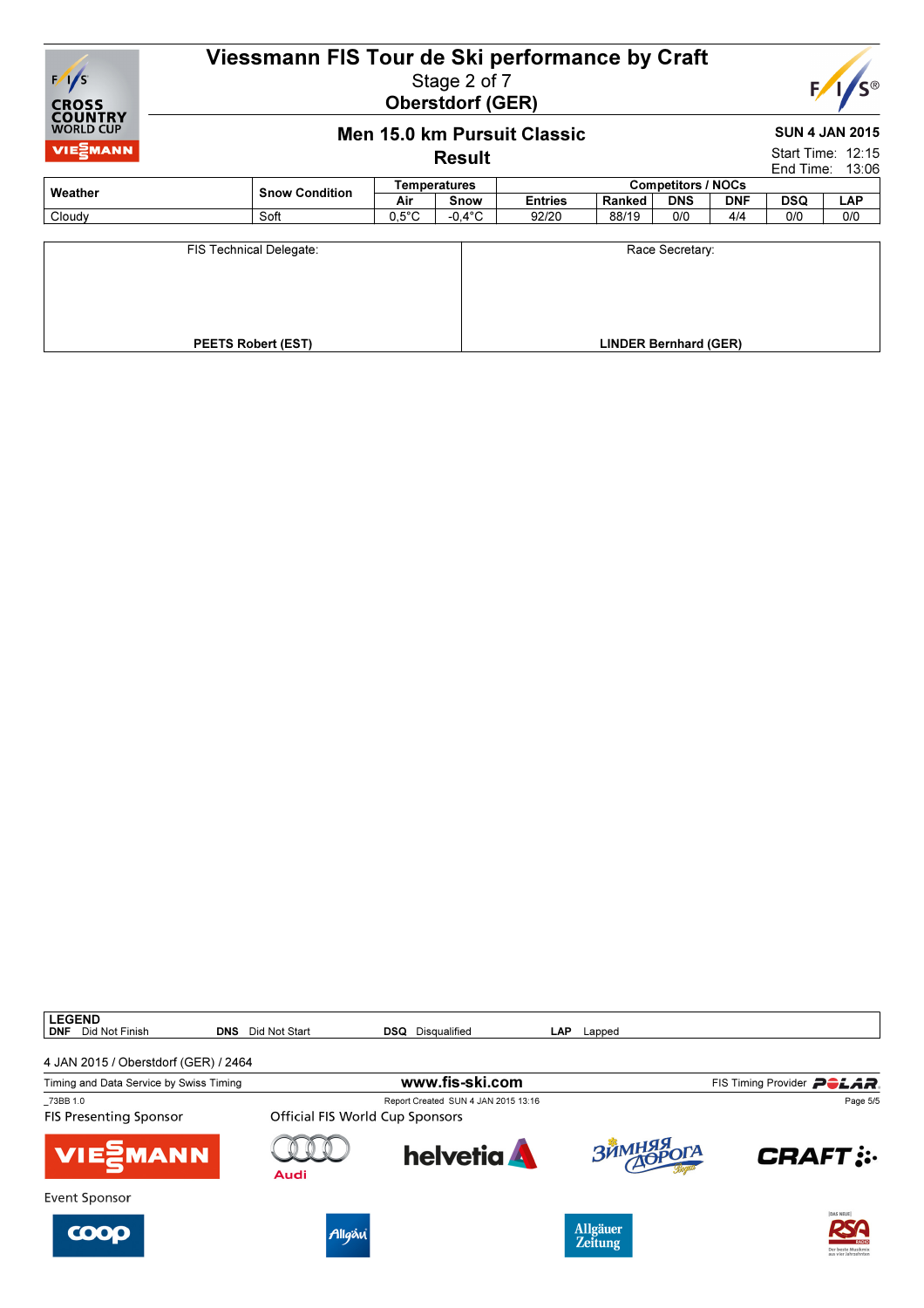# Viessmann FIS Tour de Ski performance by Craft

Stage 2 of 7

**Oberstdorf (GER)**

## Men 15.0 km Pursuit Classic

**Result**

**SUN 4 JAN 2015**

Start Time: 12:15

End Time: 13:06

| Weather | Snow Condition | Temperatures | | Competitors / NOCs | | | | | |
|---|---|---|---|---|---|---|---|---|---|
| | | Air | Snow | Entries | Ranked | DNS | DNF | DSQ | LAP |
| Cloudy | Soft | 0,5°C | -0,4°C | 92/20 | 88/19 | 0/0 | 4/4 | 0/0 | 0/0 |

| FIS Technical Delegate: | Race Secretary: |
|---|---|
| **PEETS Robert (EST)** | **LINDER Bernhard (GER)** |

**LEGEND**

**DNF** Did Not Finish **DNS** Did Not Start **DSQ** Disqualified **LAP** Lapped

4 JAN 2015 / Oberstdorf (GER) / 2464

Timing and Data Service by Swiss Timing

**www.fis-ski.com**

FIS Timing Provider POLAR

_73BB 1.0

Report Created SUN 4 JAN 2015 13:16

FIS Presenting Sponsor

Official FIS World Cup Sponsors

Event Sponsor